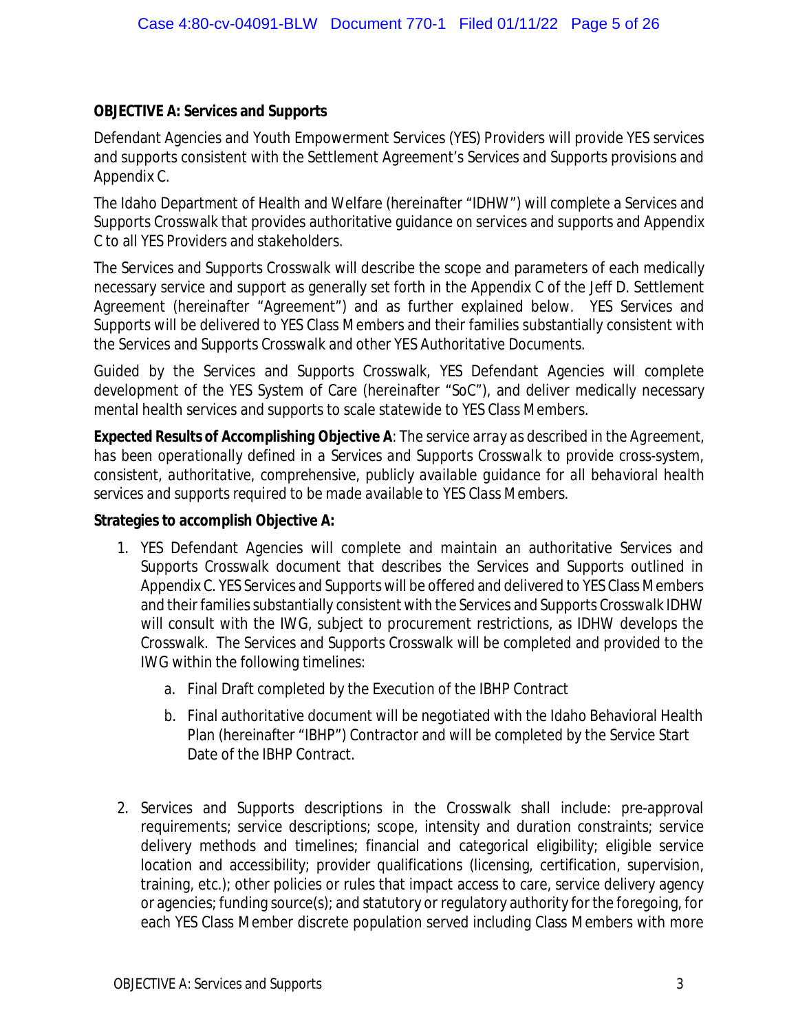**OBJECTIVE A: Services and Supports**

Defendant Agencies and Youth Empowerment Services (YES) Providers will provide YES services and supports consistent with the Settlement Agreement's Services and Supports provisions and Appendix C.

The Idaho Department of Health and Welfare (hereinafter "IDHW") will complete a Services and Supports Crosswalk that provides authoritative guidance on services and supports and Appendix C to all YES Providers and stakeholders.

The Services and Supports Crosswalk will describe the scope and parameters of each medically necessary service and support as generally set forth in the Appendix C of the Jeff D. Settlement Agreement (hereinafter "Agreement") and as further explained below. YES Services and Supports will be delivered to YES Class Members and their families substantially consistent with the Services and Supports Crosswalk and other YES Authoritative Documents.

Guided by the Services and Supports Crosswalk, YES Defendant Agencies will complete development of the YES System of Care (hereinafter "SoC"), and deliver medically necessary mental health services and supports to scale statewide to YES Class Members.

**Expected Results of Accomplishing Objective A**: *The service array as described in the Agreement, has been operationally defined in a Services and Supports Crosswalk to provide cross-system, consistent, authoritative, comprehensive, publicly available guidance for all behavioral health services and supports required to be made available to YES Class Members.*

**Strategies to accomplish Objective A:**

1. YES Defendant Agencies will complete and maintain an authoritative Services and Supports Crosswalk document that describes the Services and Supports outlined in Appendix C. YES Services and Supports will be offered and delivered to YES Class Members and their families substantially consistent with the Services and Supports Crosswalk IDHW will consult with the IWG, subject to procurement restrictions, as IDHW develops the Crosswalk. The Services and Supports Crosswalk will be completed and provided to the IWG within the following timelines:
    a. Final Draft completed by the Execution of the IBHP Contract
    b. Final authoritative document will be negotiated with the Idaho Behavioral Health Plan (hereinafter "IBHP") Contractor and will be completed by the Service Start Date of the IBHP Contract.

2. Services and Supports descriptions in the Crosswalk shall include: pre-approval requirements; service descriptions; scope, intensity and duration constraints; service delivery methods and timelines; financial and categorical eligibility; eligible service location and accessibility; provider qualifications (licensing, certification, supervision, training, etc.); other policies or rules that impact access to care, service delivery agency or agencies; funding source(s); and statutory or regulatory authority for the foregoing, for each YES Class Member discrete population served including Class Members with more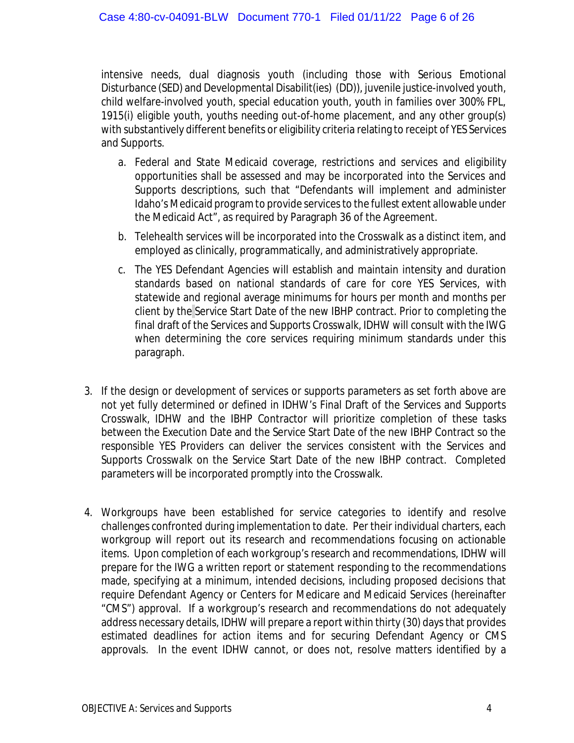intensive needs, dual diagnosis youth (including those with Serious Emotional Disturbance (SED) and Developmental Disabilit(ies) (DD)), juvenile justice-involved youth, child welfare-involved youth, special education youth, youth in families over 300% FPL, 1915(i) eligible youth, youths needing out-of-home placement, and any other group(s) with substantively different benefits or eligibility criteria relating to receipt of YES Services and Supports.

a. Federal and State Medicaid coverage, restrictions and services and eligibility opportunities shall be assessed and may be incorporated into the Services and Supports descriptions, such that "Defendants will implement and administer Idaho's Medicaid program to provide services to the fullest extent allowable under the Medicaid Act", as required by Paragraph 36 of the Agreement.

b. Telehealth services will be incorporated into the Crosswalk as a distinct item, and employed as clinically, programmatically, and administratively appropriate.

c. The YES Defendant Agencies will establish and maintain intensity and duration standards based on national standards of care for core YES Services, with statewide and regional average minimums for hours per month and months per client by the Service Start Date of the new IBHP contract. Prior to completing the final draft of the Services and Supports Crosswalk, IDHW will consult with the IWG when determining the core services requiring minimum standards under this paragraph.

3. If the design or development of services or supports parameters as set forth above are not yet fully determined or defined in IDHW's Final Draft of the Services and Supports Crosswalk, IDHW and the IBHP Contractor will prioritize completion of these tasks between the Execution Date and the Service Start Date of the new IBHP Contract so the responsible YES Providers can deliver the services consistent with the Services and Supports Crosswalk on the Service Start Date of the new IBHP contract. Completed parameters will be incorporated promptly into the Crosswalk.

4. Workgroups have been established for service categories to identify and resolve challenges confronted during implementation to date. Per their individual charters, each workgroup will report out its research and recommendations focusing on actionable items. Upon completion of each workgroup's research and recommendations, IDHW will prepare for the IWG a written report or statement responding to the recommendations made, specifying at a minimum, intended decisions, including proposed decisions that require Defendant Agency or Centers for Medicare and Medicaid Services (hereinafter "CMS") approval. If a workgroup's research and recommendations do not adequately address necessary details, IDHW will prepare a report within thirty (30) days that provides estimated deadlines for action items and for securing Defendant Agency or CMS approvals. In the event IDHW cannot, or does not, resolve matters identified by a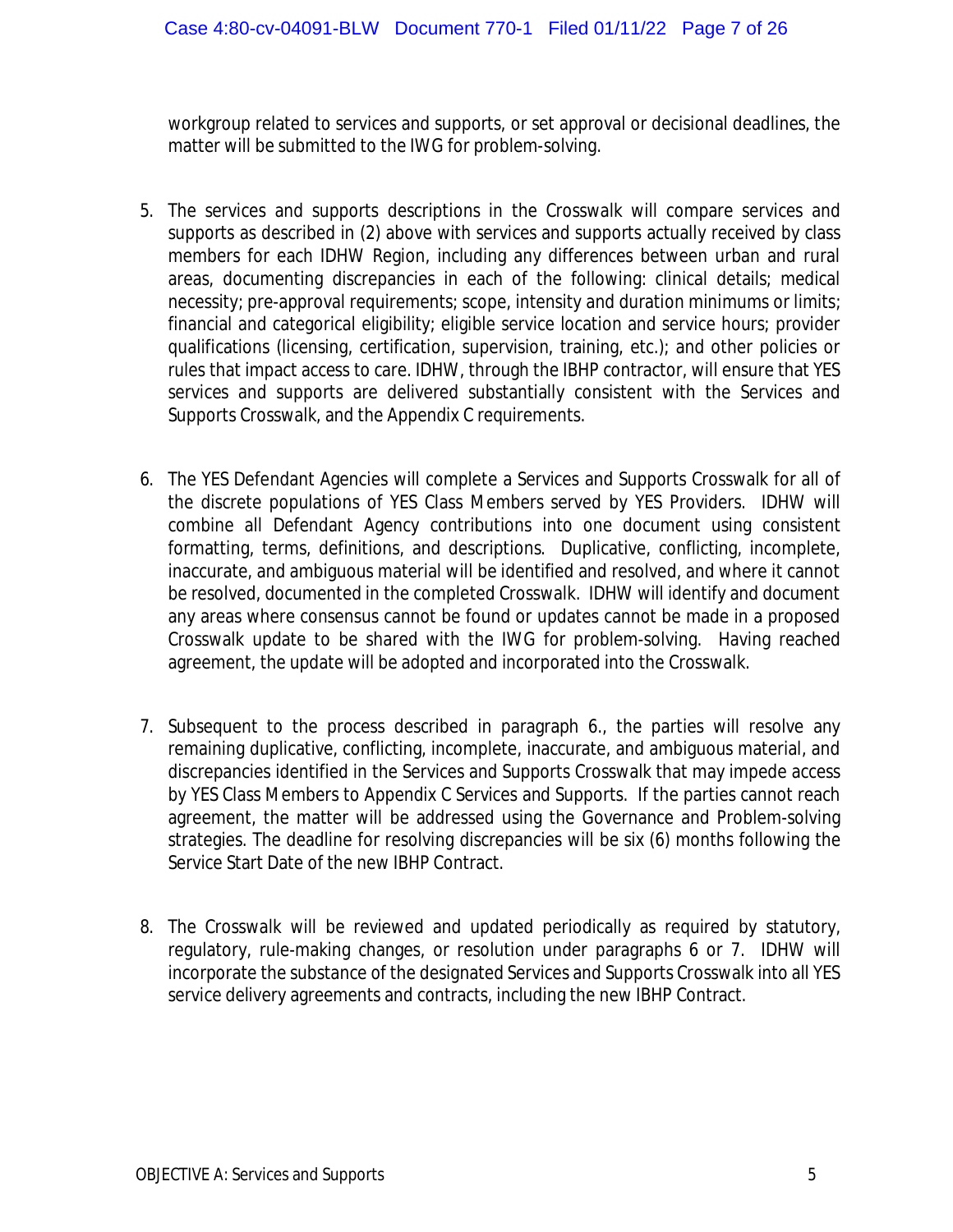workgroup related to services and supports, or set approval or decisional deadlines, the matter will be submitted to the IWG for problem-solving.

5. The services and supports descriptions in the Crosswalk will compare services and supports as described in (2) above with services and supports actually received by class members for each IDHW Region, including any differences between urban and rural areas, documenting discrepancies in each of the following: clinical details; medical necessity; pre-approval requirements; scope, intensity and duration minimums or limits; financial and categorical eligibility; eligible service location and service hours; provider qualifications (licensing, certification, supervision, training, etc.); and other policies or rules that impact access to care. IDHW, through the IBHP contractor, will ensure that YES services and supports are delivered substantially consistent with the Services and Supports Crosswalk, and the Appendix C requirements.

6. The YES Defendant Agencies will complete a Services and Supports Crosswalk for all of the discrete populations of YES Class Members served by YES Providers. IDHW will combine all Defendant Agency contributions into one document using consistent formatting, terms, definitions, and descriptions. Duplicative, conflicting, incomplete, inaccurate, and ambiguous material will be identified and resolved, and where it cannot be resolved, documented in the completed Crosswalk. IDHW will identify and document any areas where consensus cannot be found or updates cannot be made in a proposed Crosswalk update to be shared with the IWG for problem-solving. Having reached agreement, the update will be adopted and incorporated into the Crosswalk.

7. Subsequent to the process described in paragraph 6., the parties will resolve any remaining duplicative, conflicting, incomplete, inaccurate, and ambiguous material, and discrepancies identified in the Services and Supports Crosswalk that may impede access by YES Class Members to Appendix C Services and Supports. If the parties cannot reach agreement, the matter will be addressed using the Governance and Problem-solving strategies. The deadline for resolving discrepancies will be six (6) months following the Service Start Date of the new IBHP Contract.

8. The Crosswalk will be reviewed and updated periodically as required by statutory, regulatory, rule-making changes, or resolution under paragraphs 6 or 7. IDHW will incorporate the substance of the designated Services and Supports Crosswalk into all YES service delivery agreements and contracts, including the new IBHP Contract.